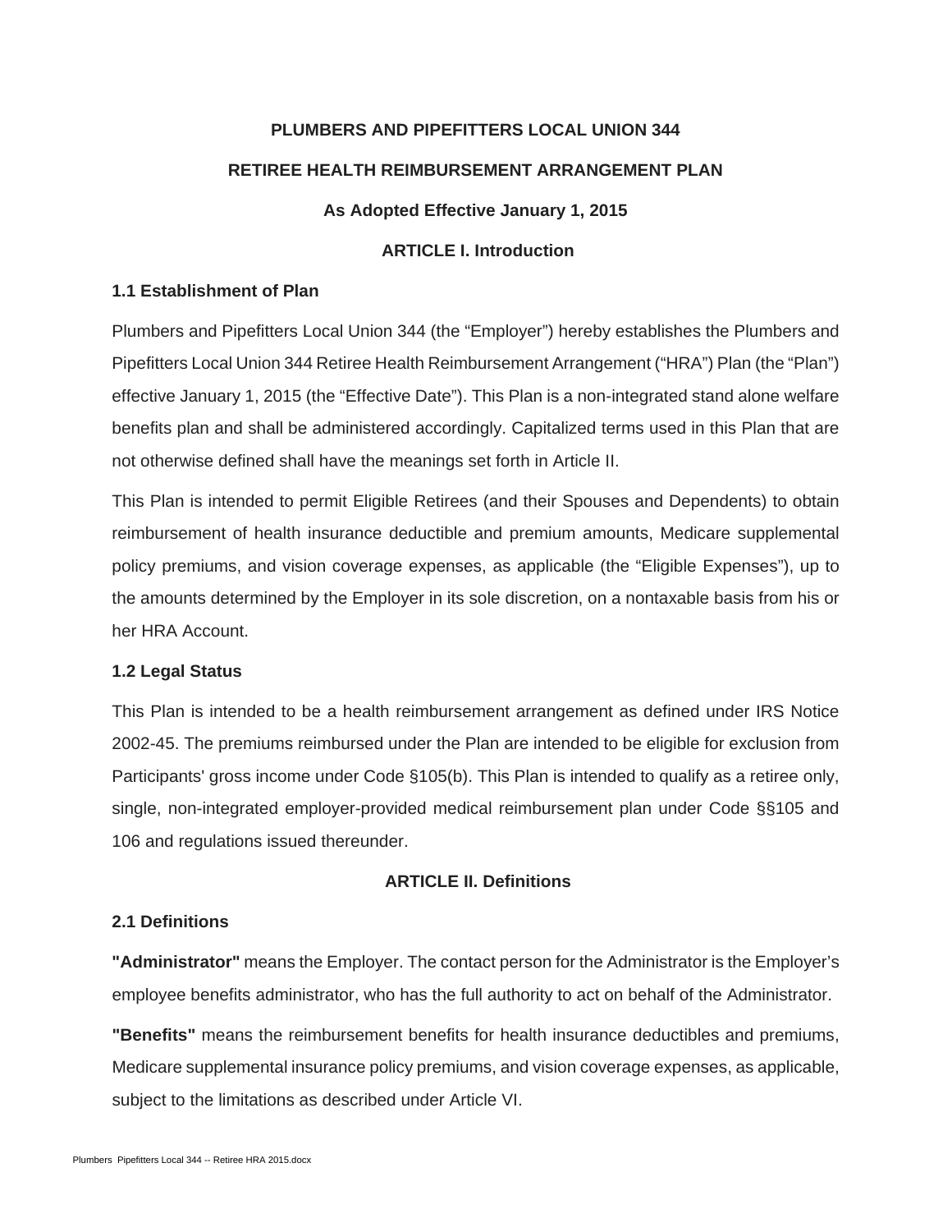# PLUMBERS AND PIPEFITTERS LOCAL UNION 344

# RETIREE HEALTH REIMBURSEMENT ARRANGEMENT PLAN

**As Adopted Effective January 1, 2015**

## ARTICLE I. Introduction

### 1.1 Establishment of Plan

Plumbers and Pipefitters Local Union 344 (the "Employer") hereby establishes the Plumbers and Pipefitters Local Union 344 Retiree Health Reimbursement Arrangement ("HRA") Plan (the "Plan") effective January 1, 2015 (the "Effective Date"). This Plan is a non-integrated stand alone welfare benefits plan and shall be administered accordingly. Capitalized terms used in this Plan that are not otherwise defined shall have the meanings set forth in Article II.

This Plan is intended to permit Eligible Retirees (and their Spouses and Dependents) to obtain reimbursement of health insurance deductible and premium amounts, Medicare supplemental policy premiums, and vision coverage expenses, as applicable (the "Eligible Expenses"), up to the amounts determined by the Employer in its sole discretion, on a nontaxable basis from his or her HRA Account.

### 1.2 Legal Status

This Plan is intended to be a health reimbursement arrangement as defined under IRS Notice 2002-45. The premiums reimbursed under the Plan are intended to be eligible for exclusion from Participants' gross income under Code §105(b). This Plan is intended to qualify as a retiree only, single, non-integrated employer-provided medical reimbursement plan under Code §§105 and 106 and regulations issued thereunder.

## ARTICLE II. Definitions

### 2.1 Definitions

**"Administrator"** means the Employer. The contact person for the Administrator is the Employer's employee benefits administrator, who has the full authority to act on behalf of the Administrator.

**"Benefits"** means the reimbursement benefits for health insurance deductibles and premiums, Medicare supplemental insurance policy premiums, and vision coverage expenses, as applicable, subject to the limitations as described under Article VI.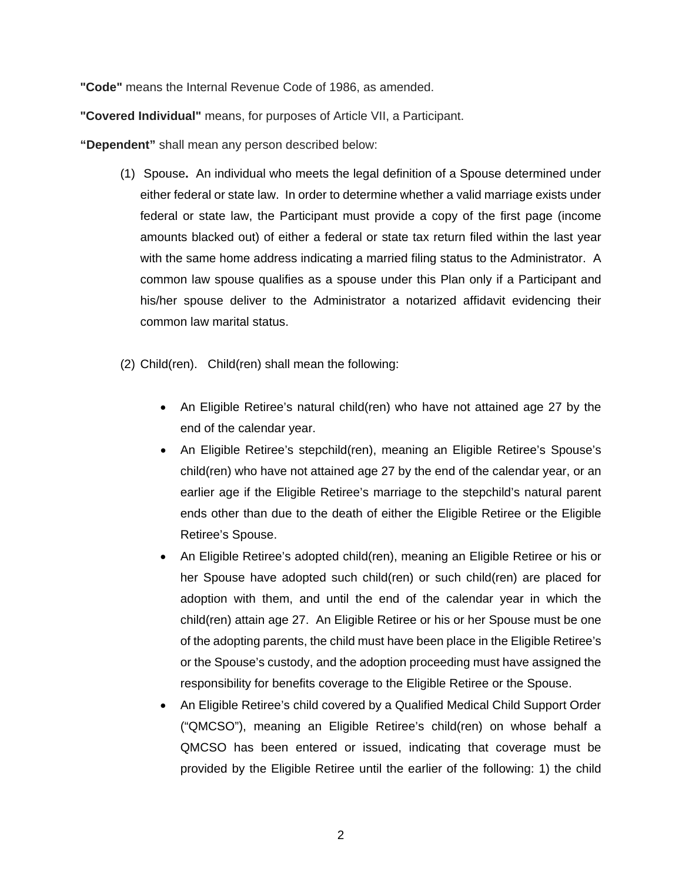**"Code"** means the Internal Revenue Code of 1986, as amended.

**"Covered Individual"** means, for purposes of Article VII, a Participant.

**"Dependent"** shall mean any person described below:

(1) Spouse**.** An individual who meets the legal definition of a Spouse determined under either federal or state law. In order to determine whether a valid marriage exists under federal or state law, the Participant must provide a copy of the first page (income amounts blacked out) of either a federal or state tax return filed within the last year with the same home address indicating a married filing status to the Administrator. A common law spouse qualifies as a spouse under this Plan only if a Participant and his/her spouse deliver to the Administrator a notarized affidavit evidencing their common law marital status.

(2) Child(ren). Child(ren) shall mean the following:

- An Eligible Retiree's natural child(ren) who have not attained age 27 by the end of the calendar year.
- An Eligible Retiree's stepchild(ren), meaning an Eligible Retiree's Spouse's child(ren) who have not attained age 27 by the end of the calendar year, or an earlier age if the Eligible Retiree's marriage to the stepchild's natural parent ends other than due to the death of either the Eligible Retiree or the Eligible Retiree's Spouse.
- An Eligible Retiree's adopted child(ren), meaning an Eligible Retiree or his or her Spouse have adopted such child(ren) or such child(ren) are placed for adoption with them, and until the end of the calendar year in which the child(ren) attain age 27. An Eligible Retiree or his or her Spouse must be one of the adopting parents, the child must have been place in the Eligible Retiree's or the Spouse's custody, and the adoption proceeding must have assigned the responsibility for benefits coverage to the Eligible Retiree or the Spouse.
- An Eligible Retiree's child covered by a Qualified Medical Child Support Order ("QMCSO"), meaning an Eligible Retiree's child(ren) on whose behalf a QMCSO has been entered or issued, indicating that coverage must be provided by the Eligible Retiree until the earlier of the following: 1) the child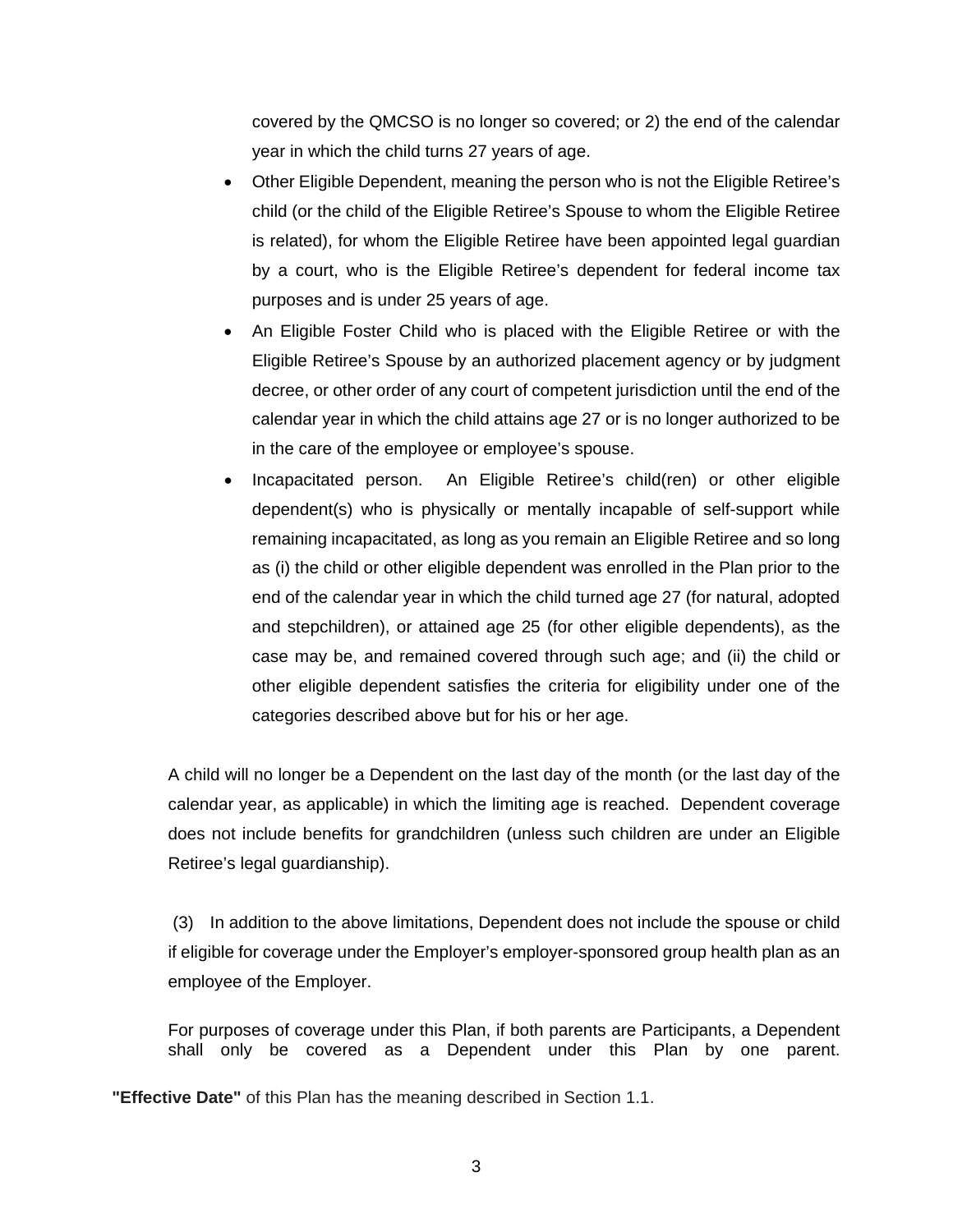covered by the QMCSO is no longer so covered; or 2) the end of the calendar year in which the child turns 27 years of age.

- Other Eligible Dependent, meaning the person who is not the Eligible Retiree's child (or the child of the Eligible Retiree's Spouse to whom the Eligible Retiree is related), for whom the Eligible Retiree have been appointed legal guardian by a court, who is the Eligible Retiree's dependent for federal income tax purposes and is under 25 years of age.
- An Eligible Foster Child who is placed with the Eligible Retiree or with the Eligible Retiree's Spouse by an authorized placement agency or by judgment decree, or other order of any court of competent jurisdiction until the end of the calendar year in which the child attains age 27 or is no longer authorized to be in the care of the employee or employee's spouse.
- Incapacitated person. An Eligible Retiree's child(ren) or other eligible dependent(s) who is physically or mentally incapable of self-support while remaining incapacitated, as long as you remain an Eligible Retiree and so long as (i) the child or other eligible dependent was enrolled in the Plan prior to the end of the calendar year in which the child turned age 27 (for natural, adopted and stepchildren), or attained age 25 (for other eligible dependents), as the case may be, and remained covered through such age; and (ii) the child or other eligible dependent satisfies the criteria for eligibility under one of the categories described above but for his or her age.

A child will no longer be a Dependent on the last day of the month (or the last day of the calendar year, as applicable) in which the limiting age is reached. Dependent coverage does not include benefits for grandchildren (unless such children are under an Eligible Retiree's legal guardianship).

(3) In addition to the above limitations, Dependent does not include the spouse or child if eligible for coverage under the Employer's employer-sponsored group health plan as an employee of the Employer.

For purposes of coverage under this Plan, if both parents are Participants, a Dependent shall only be covered as a Dependent under this Plan by one parent.

**"Effective Date"** of this Plan has the meaning described in Section 1.1.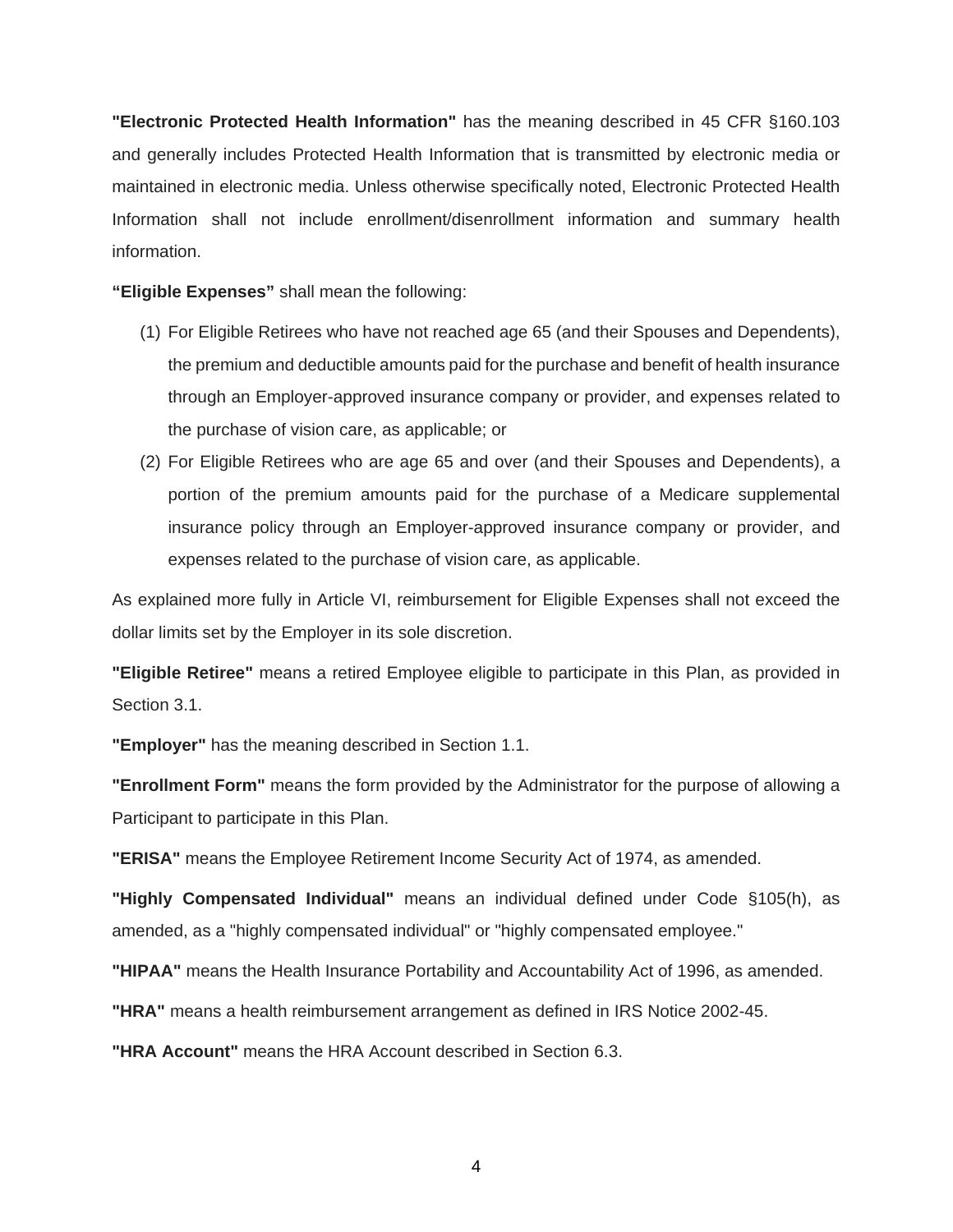**"Electronic Protected Health Information"** has the meaning described in 45 CFR §160.103 and generally includes Protected Health Information that is transmitted by electronic media or maintained in electronic media. Unless otherwise specifically noted, Electronic Protected Health Information shall not include enrollment/disenrollment information and summary health information.

**"Eligible Expenses"** shall mean the following:

(1) For Eligible Retirees who have not reached age 65 (and their Spouses and Dependents), the premium and deductible amounts paid for the purchase and benefit of health insurance through an Employer-approved insurance company or provider, and expenses related to the purchase of vision care, as applicable; or

(2) For Eligible Retirees who are age 65 and over (and their Spouses and Dependents), a portion of the premium amounts paid for the purchase of a Medicare supplemental insurance policy through an Employer-approved insurance company or provider, and expenses related to the purchase of vision care, as applicable.

As explained more fully in Article VI, reimbursement for Eligible Expenses shall not exceed the dollar limits set by the Employer in its sole discretion.

**"Eligible Retiree"** means a retired Employee eligible to participate in this Plan, as provided in Section 3.1.

**"Employer"** has the meaning described in Section 1.1.

**"Enrollment Form"** means the form provided by the Administrator for the purpose of allowing a Participant to participate in this Plan.

**"ERISA"** means the Employee Retirement Income Security Act of 1974, as amended.

**"Highly Compensated Individual"** means an individual defined under Code §105(h), as amended, as a "highly compensated individual" or "highly compensated employee."

**"HIPAA"** means the Health Insurance Portability and Accountability Act of 1996, as amended.

**"HRA"** means a health reimbursement arrangement as defined in IRS Notice 2002-45.

**"HRA Account"** means the HRA Account described in Section 6.3.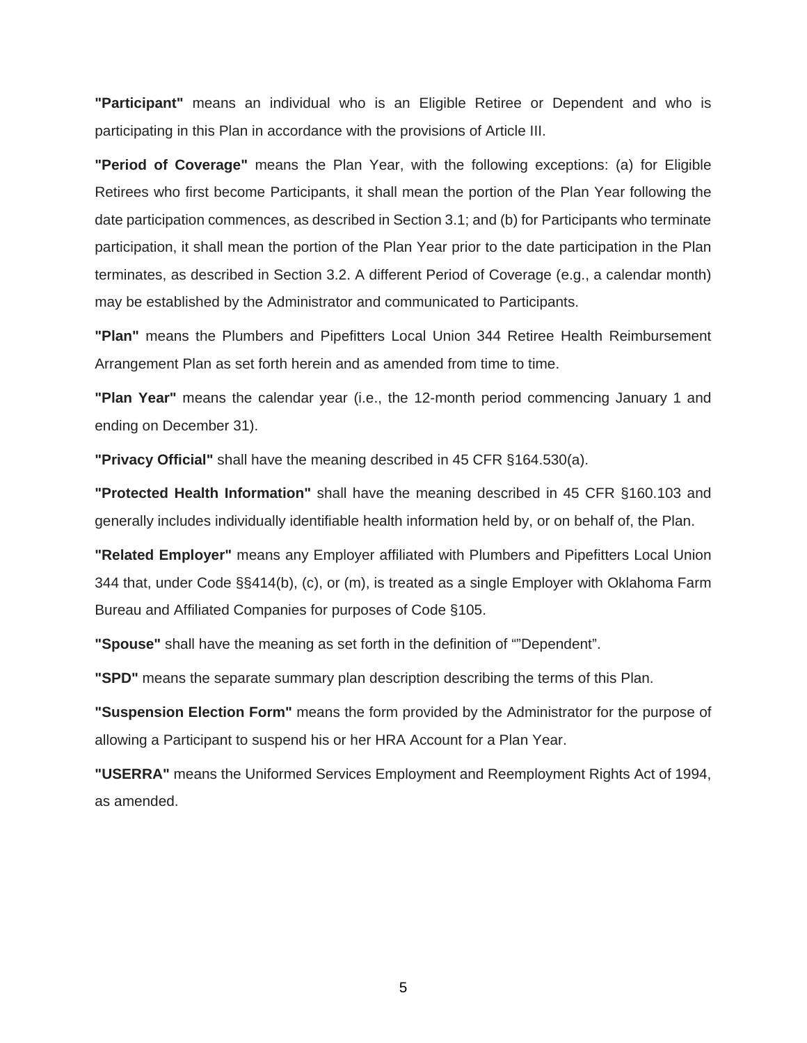**"Participant"** means an individual who is an Eligible Retiree or Dependent and who is participating in this Plan in accordance with the provisions of Article III.

**"Period of Coverage"** means the Plan Year, with the following exceptions: (a) for Eligible Retirees who first become Participants, it shall mean the portion of the Plan Year following the date participation commences, as described in Section 3.1; and (b) for Participants who terminate participation, it shall mean the portion of the Plan Year prior to the date participation in the Plan terminates, as described in Section 3.2. A different Period of Coverage (e.g., a calendar month) may be established by the Administrator and communicated to Participants.

**"Plan"** means the Plumbers and Pipefitters Local Union 344 Retiree Health Reimbursement Arrangement Plan as set forth herein and as amended from time to time.

**"Plan Year"** means the calendar year (i.e., the 12-month period commencing January 1 and ending on December 31).

**"Privacy Official"** shall have the meaning described in 45 CFR §164.530(a).

**"Protected Health Information"** shall have the meaning described in 45 CFR §160.103 and generally includes individually identifiable health information held by, or on behalf of, the Plan.

**"Related Employer"** means any Employer affiliated with Plumbers and Pipefitters Local Union 344 that, under Code §§414(b), (c), or (m), is treated as a single Employer with Oklahoma Farm Bureau and Affiliated Companies for purposes of Code §105.

**"Spouse"** shall have the meaning as set forth in the definition of “”Dependent”.

**"SPD"** means the separate summary plan description describing the terms of this Plan.

**"Suspension Election Form"** means the form provided by the Administrator for the purpose of allowing a Participant to suspend his or her HRA Account for a Plan Year.

**"USERRA"** means the Uniformed Services Employment and Reemployment Rights Act of 1994, as amended.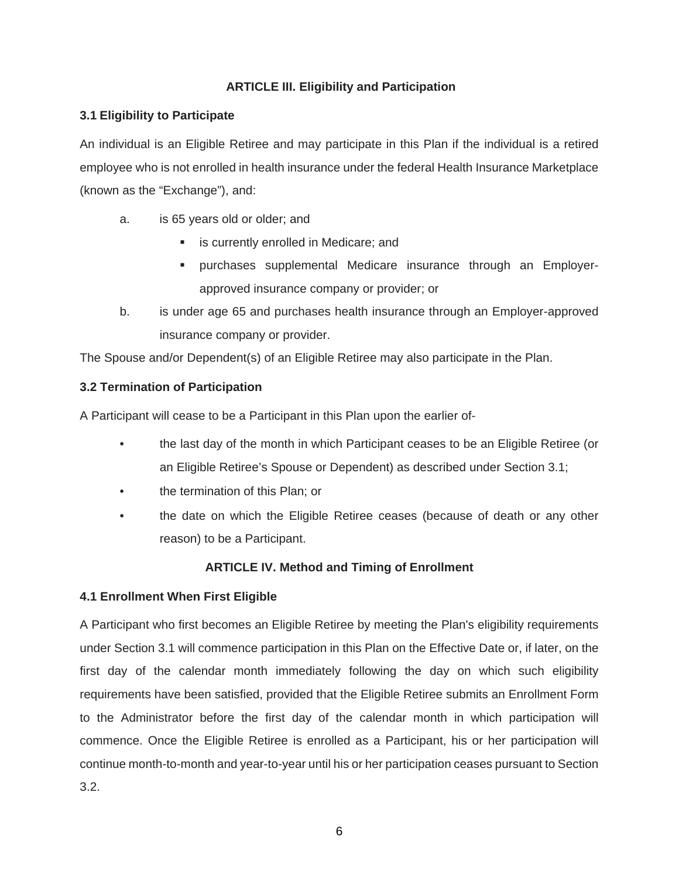## ARTICLE III. Eligibility and Participation

### 3.1 Eligibility to Participate

An individual is an Eligible Retiree and may participate in this Plan if the individual is a retired employee who is not enrolled in health insurance under the federal Health Insurance Marketplace (known as the "Exchange"), and:

a. is 65 years old or older; and
   - is currently enrolled in Medicare; and
   - purchases supplemental Medicare insurance through an Employer-approved insurance company or provider; or

b. is under age 65 and purchases health insurance through an Employer-approved insurance company or provider.

The Spouse and/or Dependent(s) of an Eligible Retiree may also participate in the Plan.

### 3.2 Termination of Participation

A Participant will cease to be a Participant in this Plan upon the earlier of-

- the last day of the month in which Participant ceases to be an Eligible Retiree (or an Eligible Retiree's Spouse or Dependent) as described under Section 3.1;
- the termination of this Plan; or
- the date on which the Eligible Retiree ceases (because of death or any other reason) to be a Participant.

## ARTICLE IV. Method and Timing of Enrollment

### 4.1 Enrollment When First Eligible

A Participant who first becomes an Eligible Retiree by meeting the Plan's eligibility requirements under Section 3.1 will commence participation in this Plan on the Effective Date or, if later, on the first day of the calendar month immediately following the day on which such eligibility requirements have been satisfied, provided that the Eligible Retiree submits an Enrollment Form to the Administrator before the first day of the calendar month in which participation will commence. Once the Eligible Retiree is enrolled as a Participant, his or her participation will continue month-to-month and year-to-year until his or her participation ceases pursuant to Section 3.2.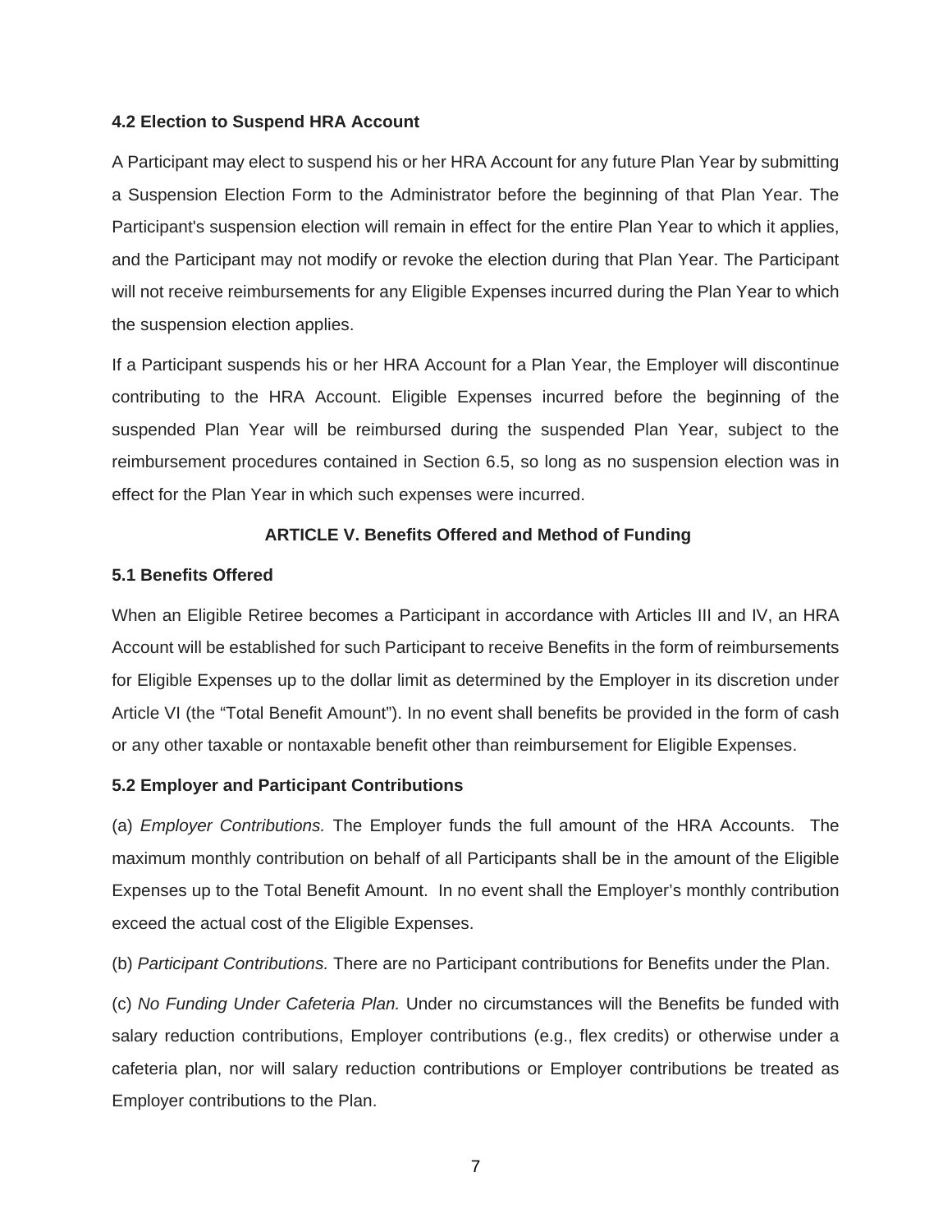**4.2 Election to Suspend HRA Account**

A Participant may elect to suspend his or her HRA Account for any future Plan Year by submitting a Suspension Election Form to the Administrator before the beginning of that Plan Year. The Participant's suspension election will remain in effect for the entire Plan Year to which it applies, and the Participant may not modify or revoke the election during that Plan Year. The Participant will not receive reimbursements for any Eligible Expenses incurred during the Plan Year to which the suspension election applies.

If a Participant suspends his or her HRA Account for a Plan Year, the Employer will discontinue contributing to the HRA Account. Eligible Expenses incurred before the beginning of the suspended Plan Year will be reimbursed during the suspended Plan Year, subject to the reimbursement procedures contained in Section 6.5, so long as no suspension election was in effect for the Plan Year in which such expenses were incurred.

## ARTICLE V. Benefits Offered and Method of Funding

**5.1 Benefits Offered**

When an Eligible Retiree becomes a Participant in accordance with Articles III and IV, an HRA Account will be established for such Participant to receive Benefits in the form of reimbursements for Eligible Expenses up to the dollar limit as determined by the Employer in its discretion under Article VI (the "Total Benefit Amount"). In no event shall benefits be provided in the form of cash or any other taxable or nontaxable benefit other than reimbursement for Eligible Expenses.

**5.2 Employer and Participant Contributions**

(a) *Employer Contributions.* The Employer funds the full amount of the HRA Accounts. The maximum monthly contribution on behalf of all Participants shall be in the amount of the Eligible Expenses up to the Total Benefit Amount. In no event shall the Employer's monthly contribution exceed the actual cost of the Eligible Expenses.

(b) *Participant Contributions.* There are no Participant contributions for Benefits under the Plan.

(c) *No Funding Under Cafeteria Plan.* Under no circumstances will the Benefits be funded with salary reduction contributions, Employer contributions (e.g., flex credits) or otherwise under a cafeteria plan, nor will salary reduction contributions or Employer contributions be treated as Employer contributions to the Plan.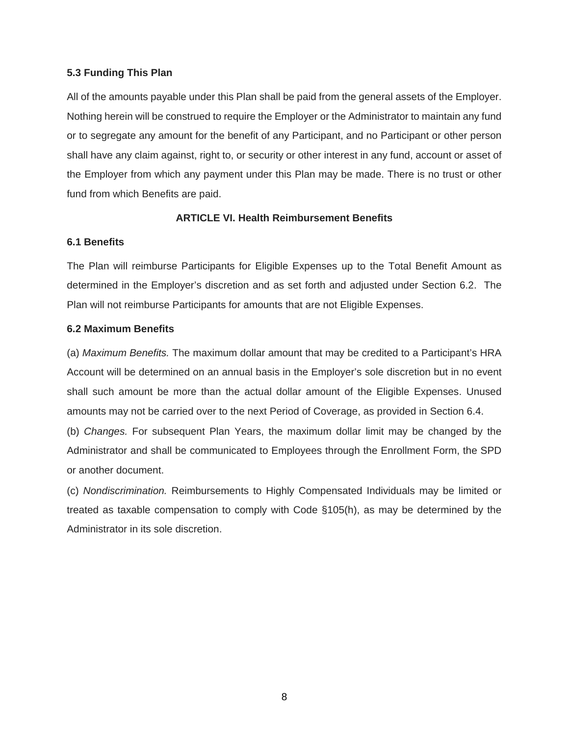### 5.3 Funding This Plan

All of the amounts payable under this Plan shall be paid from the general assets of the Employer. Nothing herein will be construed to require the Employer or the Administrator to maintain any fund or to segregate any amount for the benefit of any Participant, and no Participant or other person shall have any claim against, right to, or security or other interest in any fund, account or asset of the Employer from which any payment under this Plan may be made. There is no trust or other fund from which Benefits are paid.

## ARTICLE VI. Health Reimbursement Benefits

### 6.1 Benefits

The Plan will reimburse Participants for Eligible Expenses up to the Total Benefit Amount as determined in the Employer's discretion and as set forth and adjusted under Section 6.2. The Plan will not reimburse Participants for amounts that are not Eligible Expenses.

### 6.2 Maximum Benefits

(a) *Maximum Benefits.* The maximum dollar amount that may be credited to a Participant's HRA Account will be determined on an annual basis in the Employer's sole discretion but in no event shall such amount be more than the actual dollar amount of the Eligible Expenses. Unused amounts may not be carried over to the next Period of Coverage, as provided in Section 6.4.

(b) *Changes.* For subsequent Plan Years, the maximum dollar limit may be changed by the Administrator and shall be communicated to Employees through the Enrollment Form, the SPD or another document.

(c) *Nondiscrimination.* Reimbursements to Highly Compensated Individuals may be limited or treated as taxable compensation to comply with Code §105(h), as may be determined by the Administrator in its sole discretion.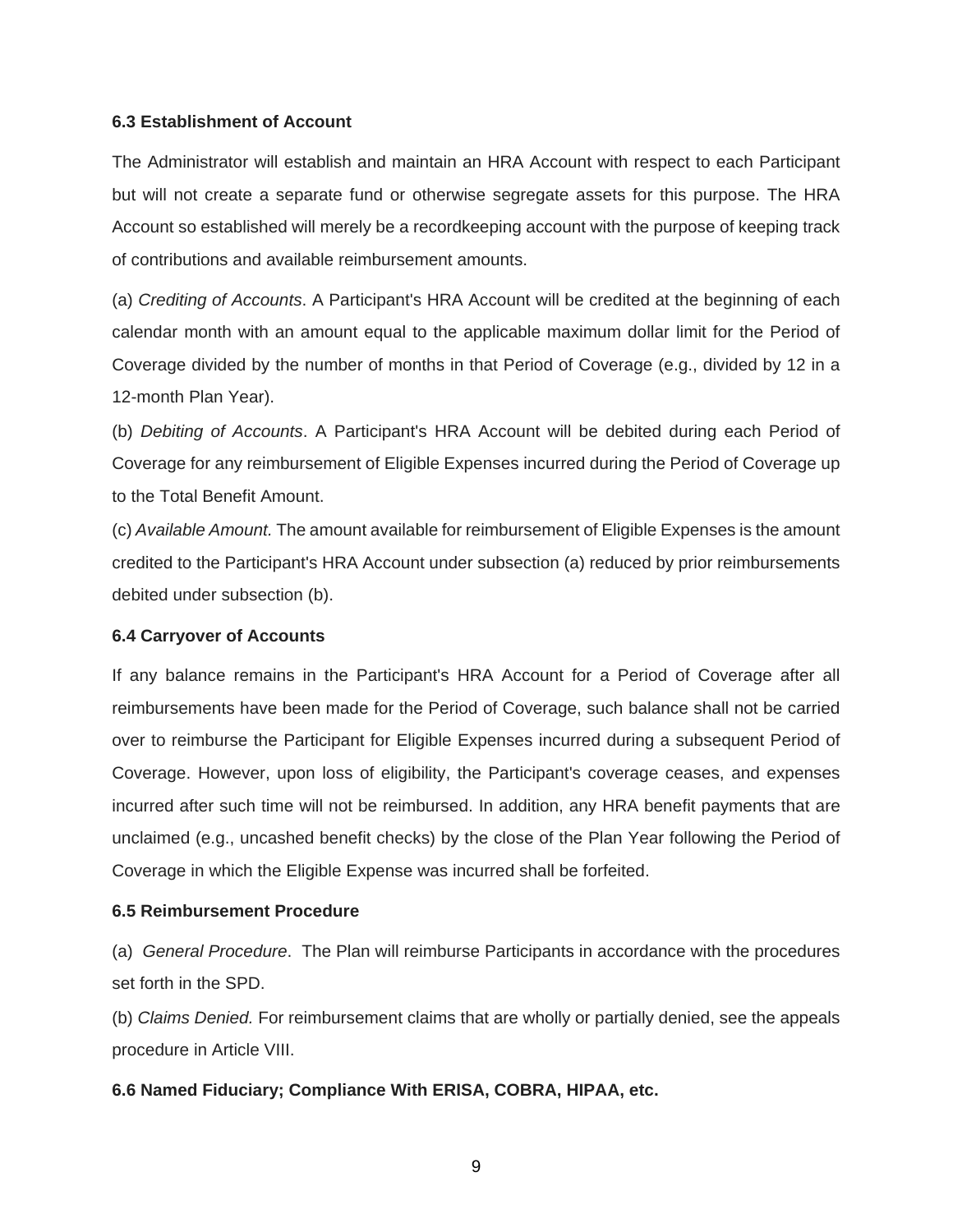### 6.3 Establishment of Account

The Administrator will establish and maintain an HRA Account with respect to each Participant but will not create a separate fund or otherwise segregate assets for this purpose. The HRA Account so established will merely be a recordkeeping account with the purpose of keeping track of contributions and available reimbursement amounts.

(a) *Crediting of Accounts*. A Participant's HRA Account will be credited at the beginning of each calendar month with an amount equal to the applicable maximum dollar limit for the Period of Coverage divided by the number of months in that Period of Coverage (e.g., divided by 12 in a 12-month Plan Year).

(b) *Debiting of Accounts*. A Participant's HRA Account will be debited during each Period of Coverage for any reimbursement of Eligible Expenses incurred during the Period of Coverage up to the Total Benefit Amount.

(c) *Available Amount.* The amount available for reimbursement of Eligible Expenses is the amount credited to the Participant's HRA Account under subsection (a) reduced by prior reimbursements debited under subsection (b).

### 6.4 Carryover of Accounts

If any balance remains in the Participant's HRA Account for a Period of Coverage after all reimbursements have been made for the Period of Coverage, such balance shall not be carried over to reimburse the Participant for Eligible Expenses incurred during a subsequent Period of Coverage. However, upon loss of eligibility, the Participant's coverage ceases, and expenses incurred after such time will not be reimbursed. In addition, any HRA benefit payments that are unclaimed (e.g., uncashed benefit checks) by the close of the Plan Year following the Period of Coverage in which the Eligible Expense was incurred shall be forfeited.

### 6.5 Reimbursement Procedure

(a) *General Procedure*. The Plan will reimburse Participants in accordance with the procedures set forth in the SPD.

(b) *Claims Denied.* For reimbursement claims that are wholly or partially denied, see the appeals procedure in Article VIII.

### 6.6 Named Fiduciary; Compliance With ERISA, COBRA, HIPAA, etc.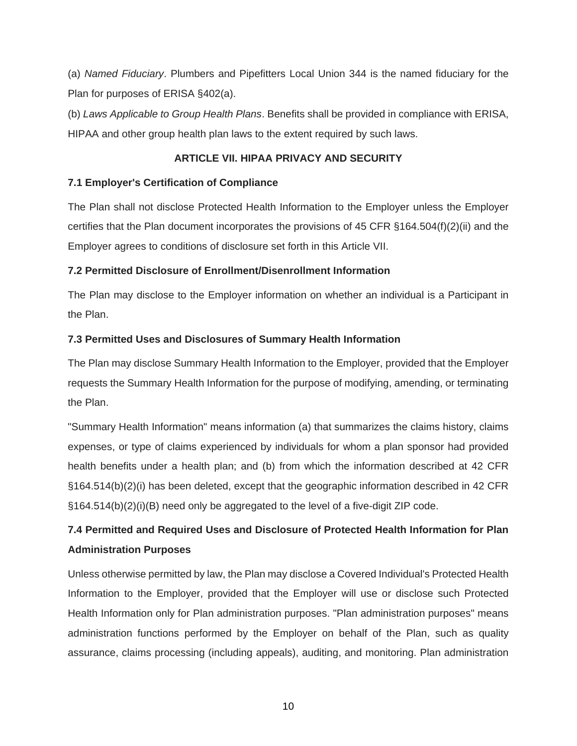(a) *Named Fiduciary*. Plumbers and Pipefitters Local Union 344 is the named fiduciary for the Plan for purposes of ERISA §402(a).

(b) *Laws Applicable to Group Health Plans*. Benefits shall be provided in compliance with ERISA, HIPAA and other group health plan laws to the extent required by such laws.

## ARTICLE VII. HIPAA PRIVACY AND SECURITY

### 7.1 Employer's Certification of Compliance

The Plan shall not disclose Protected Health Information to the Employer unless the Employer certifies that the Plan document incorporates the provisions of 45 CFR §164.504(f)(2)(ii) and the Employer agrees to conditions of disclosure set forth in this Article VII.

### 7.2 Permitted Disclosure of Enrollment/Disenrollment Information

The Plan may disclose to the Employer information on whether an individual is a Participant in the Plan.

### 7.3 Permitted Uses and Disclosures of Summary Health Information

The Plan may disclose Summary Health Information to the Employer, provided that the Employer requests the Summary Health Information for the purpose of modifying, amending, or terminating the Plan.

"Summary Health Information" means information (a) that summarizes the claims history, claims expenses, or type of claims experienced by individuals for whom a plan sponsor had provided health benefits under a health plan; and (b) from which the information described at 42 CFR §164.514(b)(2)(i) has been deleted, except that the geographic information described in 42 CFR §164.514(b)(2)(i)(B) need only be aggregated to the level of a five-digit ZIP code.

### 7.4 Permitted and Required Uses and Disclosure of Protected Health Information for Plan Administration Purposes

Unless otherwise permitted by law, the Plan may disclose a Covered Individual's Protected Health Information to the Employer, provided that the Employer will use or disclose such Protected Health Information only for Plan administration purposes. "Plan administration purposes" means administration functions performed by the Employer on behalf of the Plan, such as quality assurance, claims processing (including appeals), auditing, and monitoring. Plan administration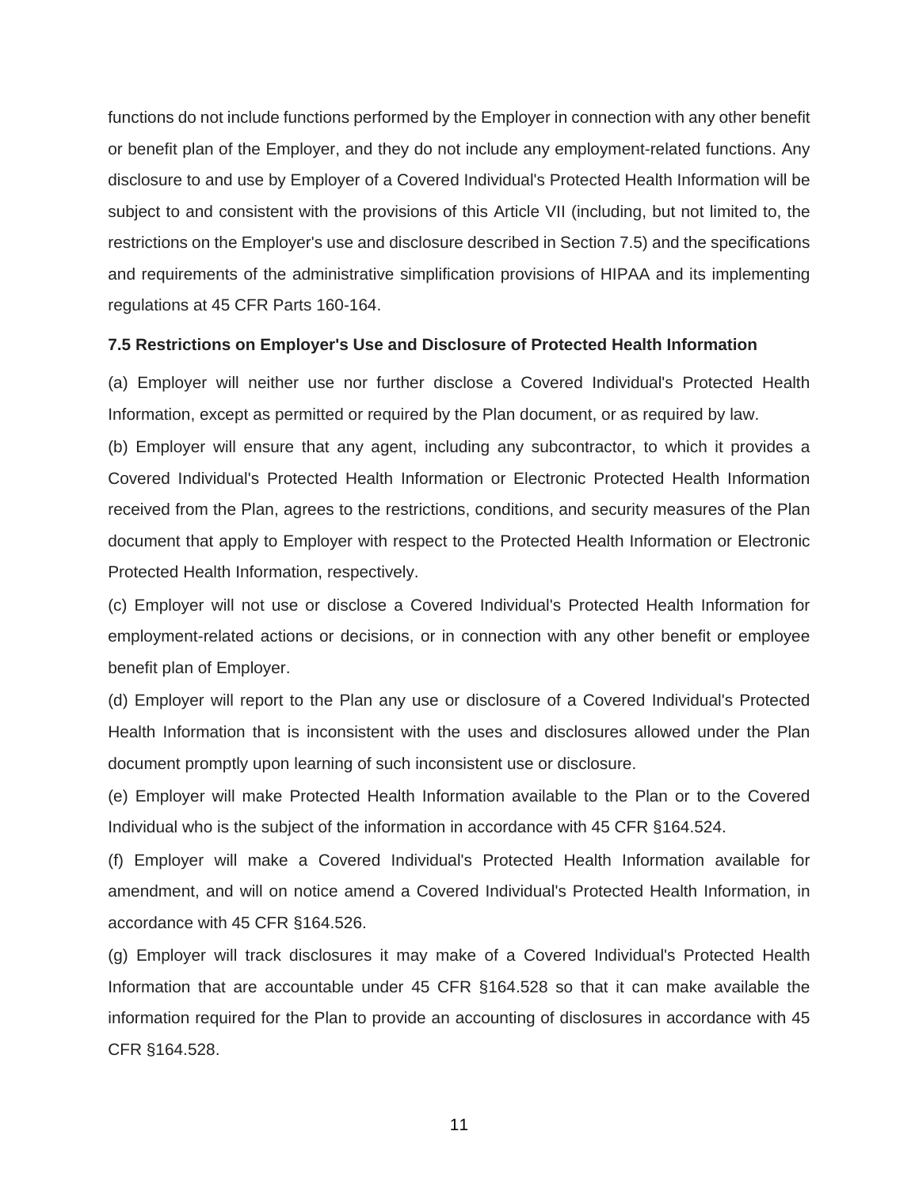functions do not include functions performed by the Employer in connection with any other benefit or benefit plan of the Employer, and they do not include any employment-related functions. Any disclosure to and use by Employer of a Covered Individual's Protected Health Information will be subject to and consistent with the provisions of this Article VII (including, but not limited to, the restrictions on the Employer's use and disclosure described in Section 7.5) and the specifications and requirements of the administrative simplification provisions of HIPAA and its implementing regulations at 45 CFR Parts 160-164.

**7.5 Restrictions on Employer's Use and Disclosure of Protected Health Information**

(a) Employer will neither use nor further disclose a Covered Individual's Protected Health Information, except as permitted or required by the Plan document, or as required by law.

(b) Employer will ensure that any agent, including any subcontractor, to which it provides a Covered Individual's Protected Health Information or Electronic Protected Health Information received from the Plan, agrees to the restrictions, conditions, and security measures of the Plan document that apply to Employer with respect to the Protected Health Information or Electronic Protected Health Information, respectively.

(c) Employer will not use or disclose a Covered Individual's Protected Health Information for employment-related actions or decisions, or in connection with any other benefit or employee benefit plan of Employer.

(d) Employer will report to the Plan any use or disclosure of a Covered Individual's Protected Health Information that is inconsistent with the uses and disclosures allowed under the Plan document promptly upon learning of such inconsistent use or disclosure.

(e) Employer will make Protected Health Information available to the Plan or to the Covered Individual who is the subject of the information in accordance with 45 CFR §164.524.

(f) Employer will make a Covered Individual's Protected Health Information available for amendment, and will on notice amend a Covered Individual's Protected Health Information, in accordance with 45 CFR §164.526.

(g) Employer will track disclosures it may make of a Covered Individual's Protected Health Information that are accountable under 45 CFR §164.528 so that it can make available the information required for the Plan to provide an accounting of disclosures in accordance with 45 CFR §164.528.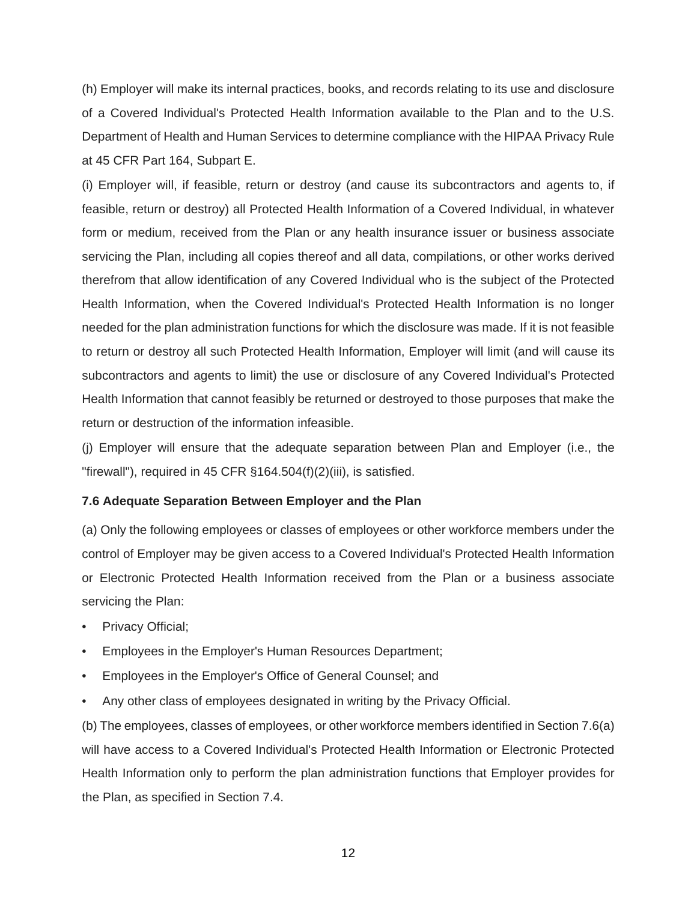(h) Employer will make its internal practices, books, and records relating to its use and disclosure of a Covered Individual's Protected Health Information available to the Plan and to the U.S. Department of Health and Human Services to determine compliance with the HIPAA Privacy Rule at 45 CFR Part 164, Subpart E.

(i) Employer will, if feasible, return or destroy (and cause its subcontractors and agents to, if feasible, return or destroy) all Protected Health Information of a Covered Individual, in whatever form or medium, received from the Plan or any health insurance issuer or business associate servicing the Plan, including all copies thereof and all data, compilations, or other works derived therefrom that allow identification of any Covered Individual who is the subject of the Protected Health Information, when the Covered Individual's Protected Health Information is no longer needed for the plan administration functions for which the disclosure was made. If it is not feasible to return or destroy all such Protected Health Information, Employer will limit (and will cause its subcontractors and agents to limit) the use or disclosure of any Covered Individual's Protected Health Information that cannot feasibly be returned or destroyed to those purposes that make the return or destruction of the information infeasible.

(j) Employer will ensure that the adequate separation between Plan and Employer (i.e., the "firewall"), required in 45 CFR §164.504(f)(2)(iii), is satisfied.

### 7.6 Adequate Separation Between Employer and the Plan

(a) Only the following employees or classes of employees or other workforce members under the control of Employer may be given access to a Covered Individual's Protected Health Information or Electronic Protected Health Information received from the Plan or a business associate servicing the Plan:

- Privacy Official;
- Employees in the Employer's Human Resources Department;
- Employees in the Employer's Office of General Counsel; and
- Any other class of employees designated in writing by the Privacy Official.

(b) The employees, classes of employees, or other workforce members identified in Section 7.6(a) will have access to a Covered Individual's Protected Health Information or Electronic Protected Health Information only to perform the plan administration functions that Employer provides for the Plan, as specified in Section 7.4.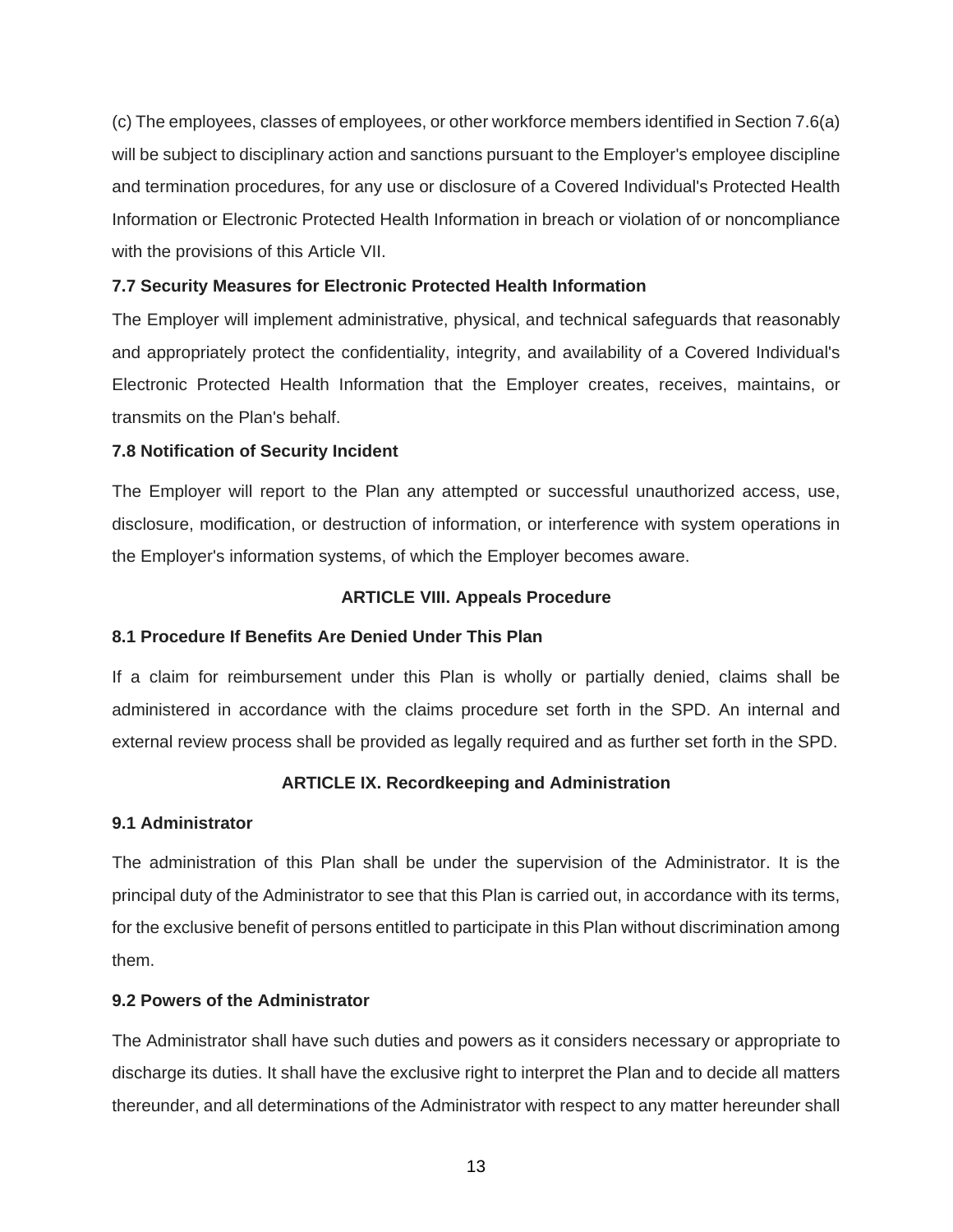(c) The employees, classes of employees, or other workforce members identified in Section 7.6(a) will be subject to disciplinary action and sanctions pursuant to the Employer's employee discipline and termination procedures, for any use or disclosure of a Covered Individual's Protected Health Information or Electronic Protected Health Information in breach or violation of or noncompliance with the provisions of this Article VII.

**7.7 Security Measures for Electronic Protected Health Information**

The Employer will implement administrative, physical, and technical safeguards that reasonably and appropriately protect the confidentiality, integrity, and availability of a Covered Individual's Electronic Protected Health Information that the Employer creates, receives, maintains, or transmits on the Plan's behalf.

**7.8 Notification of Security Incident**

The Employer will report to the Plan any attempted or successful unauthorized access, use, disclosure, modification, or destruction of information, or interference with system operations in the Employer's information systems, of which the Employer becomes aware.

## ARTICLE VIII. Appeals Procedure

**8.1 Procedure If Benefits Are Denied Under This Plan**

If a claim for reimbursement under this Plan is wholly or partially denied, claims shall be administered in accordance with the claims procedure set forth in the SPD. An internal and external review process shall be provided as legally required and as further set forth in the SPD.

## ARTICLE IX. Recordkeeping and Administration

**9.1 Administrator**

The administration of this Plan shall be under the supervision of the Administrator. It is the principal duty of the Administrator to see that this Plan is carried out, in accordance with its terms, for the exclusive benefit of persons entitled to participate in this Plan without discrimination among them.

**9.2 Powers of the Administrator**

The Administrator shall have such duties and powers as it considers necessary or appropriate to discharge its duties. It shall have the exclusive right to interpret the Plan and to decide all matters thereunder, and all determinations of the Administrator with respect to any matter hereunder shall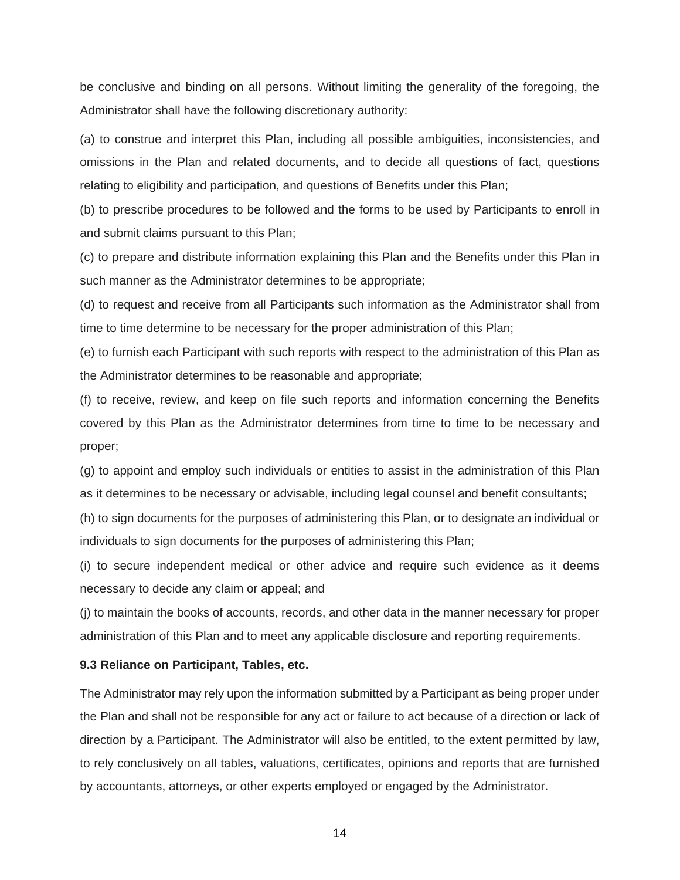be conclusive and binding on all persons. Without limiting the generality of the foregoing, the Administrator shall have the following discretionary authority:

(a) to construe and interpret this Plan, including all possible ambiguities, inconsistencies, and omissions in the Plan and related documents, and to decide all questions of fact, questions relating to eligibility and participation, and questions of Benefits under this Plan;

(b) to prescribe procedures to be followed and the forms to be used by Participants to enroll in and submit claims pursuant to this Plan;

(c) to prepare and distribute information explaining this Plan and the Benefits under this Plan in such manner as the Administrator determines to be appropriate;

(d) to request and receive from all Participants such information as the Administrator shall from time to time determine to be necessary for the proper administration of this Plan;

(e) to furnish each Participant with such reports with respect to the administration of this Plan as the Administrator determines to be reasonable and appropriate;

(f) to receive, review, and keep on file such reports and information concerning the Benefits covered by this Plan as the Administrator determines from time to time to be necessary and proper;

(g) to appoint and employ such individuals or entities to assist in the administration of this Plan as it determines to be necessary or advisable, including legal counsel and benefit consultants;

(h) to sign documents for the purposes of administering this Plan, or to designate an individual or individuals to sign documents for the purposes of administering this Plan;

(i) to secure independent medical or other advice and require such evidence as it deems necessary to decide any claim or appeal; and

(j) to maintain the books of accounts, records, and other data in the manner necessary for proper administration of this Plan and to meet any applicable disclosure and reporting requirements.

**9.3 Reliance on Participant, Tables, etc.**

The Administrator may rely upon the information submitted by a Participant as being proper under the Plan and shall not be responsible for any act or failure to act because of a direction or lack of direction by a Participant. The Administrator will also be entitled, to the extent permitted by law, to rely conclusively on all tables, valuations, certificates, opinions and reports that are furnished by accountants, attorneys, or other experts employed or engaged by the Administrator.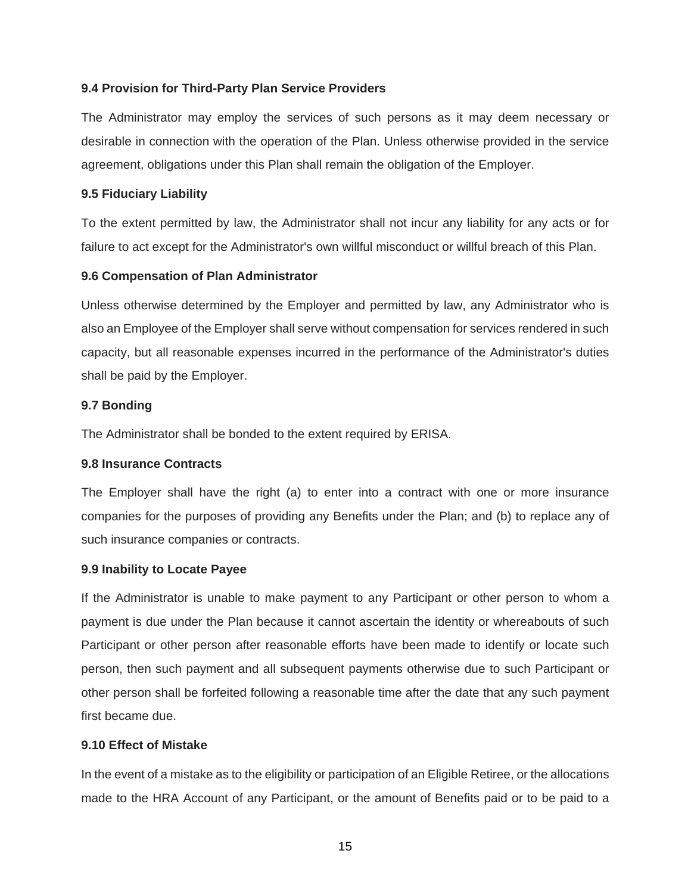**9.4 Provision for Third-Party Plan Service Providers**

The Administrator may employ the services of such persons as it may deem necessary or desirable in connection with the operation of the Plan. Unless otherwise provided in the service agreement, obligations under this Plan shall remain the obligation of the Employer.

**9.5 Fiduciary Liability**

To the extent permitted by law, the Administrator shall not incur any liability for any acts or for failure to act except for the Administrator's own willful misconduct or willful breach of this Plan.

**9.6 Compensation of Plan Administrator**

Unless otherwise determined by the Employer and permitted by law, any Administrator who is also an Employee of the Employer shall serve without compensation for services rendered in such capacity, but all reasonable expenses incurred in the performance of the Administrator's duties shall be paid by the Employer.

**9.7 Bonding**

The Administrator shall be bonded to the extent required by ERISA.

**9.8 Insurance Contracts**

The Employer shall have the right (a) to enter into a contract with one or more insurance companies for the purposes of providing any Benefits under the Plan; and (b) to replace any of such insurance companies or contracts.

**9.9 Inability to Locate Payee**

If the Administrator is unable to make payment to any Participant or other person to whom a payment is due under the Plan because it cannot ascertain the identity or whereabouts of such Participant or other person after reasonable efforts have been made to identify or locate such person, then such payment and all subsequent payments otherwise due to such Participant or other person shall be forfeited following a reasonable time after the date that any such payment first became due.

**9.10 Effect of Mistake**

In the event of a mistake as to the eligibility or participation of an Eligible Retiree, or the allocations made to the HRA Account of any Participant, or the amount of Benefits paid or to be paid to a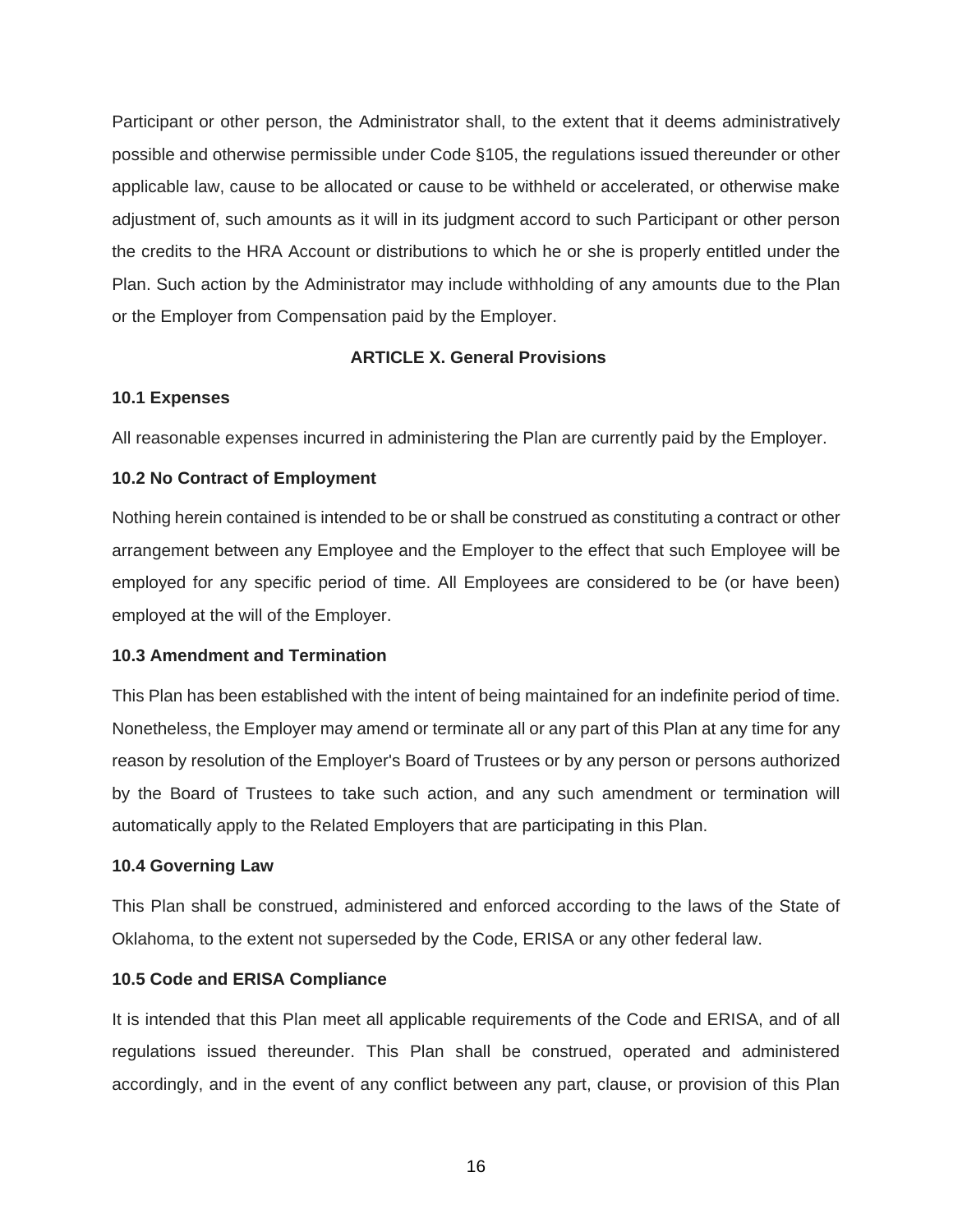Participant or other person, the Administrator shall, to the extent that it deems administratively possible and otherwise permissible under Code §105, the regulations issued thereunder or other applicable law, cause to be allocated or cause to be withheld or accelerated, or otherwise make adjustment of, such amounts as it will in its judgment accord to such Participant or other person the credits to the HRA Account or distributions to which he or she is properly entitled under the Plan. Such action by the Administrator may include withholding of any amounts due to the Plan or the Employer from Compensation paid by the Employer.

## ARTICLE X. General Provisions

### 10.1 Expenses

All reasonable expenses incurred in administering the Plan are currently paid by the Employer.

### 10.2 No Contract of Employment

Nothing herein contained is intended to be or shall be construed as constituting a contract or other arrangement between any Employee and the Employer to the effect that such Employee will be employed for any specific period of time. All Employees are considered to be (or have been) employed at the will of the Employer.

### 10.3 Amendment and Termination

This Plan has been established with the intent of being maintained for an indefinite period of time. Nonetheless, the Employer may amend or terminate all or any part of this Plan at any time for any reason by resolution of the Employer's Board of Trustees or by any person or persons authorized by the Board of Trustees to take such action, and any such amendment or termination will automatically apply to the Related Employers that are participating in this Plan.

### 10.4 Governing Law

This Plan shall be construed, administered and enforced according to the laws of the State of Oklahoma, to the extent not superseded by the Code, ERISA or any other federal law.

### 10.5 Code and ERISA Compliance

It is intended that this Plan meet all applicable requirements of the Code and ERISA, and of all regulations issued thereunder. This Plan shall be construed, operated and administered accordingly, and in the event of any conflict between any part, clause, or provision of this Plan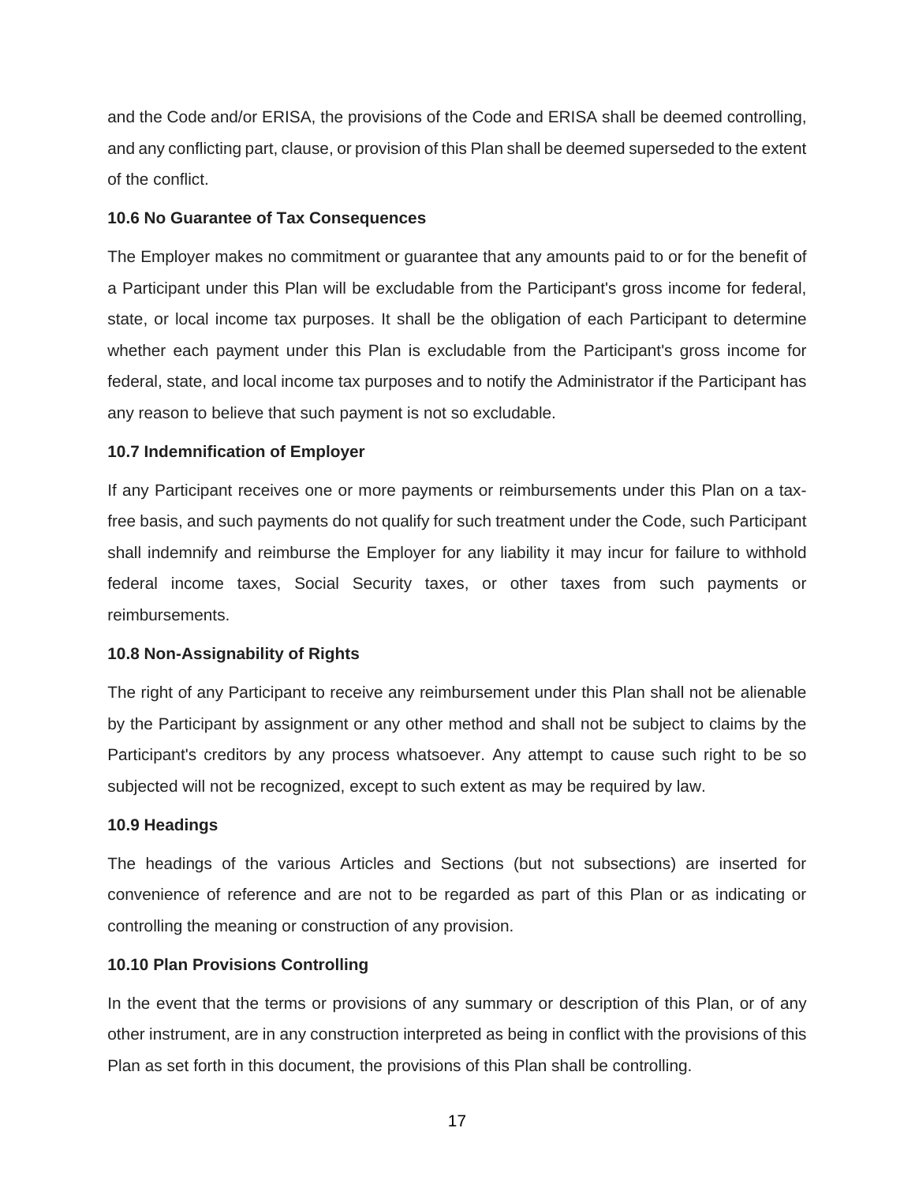and the Code and/or ERISA, the provisions of the Code and ERISA shall be deemed controlling, and any conflicting part, clause, or provision of this Plan shall be deemed superseded to the extent of the conflict.

**10.6 No Guarantee of Tax Consequences**

The Employer makes no commitment or guarantee that any amounts paid to or for the benefit of a Participant under this Plan will be excludable from the Participant's gross income for federal, state, or local income tax purposes. It shall be the obligation of each Participant to determine whether each payment under this Plan is excludable from the Participant's gross income for federal, state, and local income tax purposes and to notify the Administrator if the Participant has any reason to believe that such payment is not so excludable.

**10.7 Indemnification of Employer**

If any Participant receives one or more payments or reimbursements under this Plan on a tax-free basis, and such payments do not qualify for such treatment under the Code, such Participant shall indemnify and reimburse the Employer for any liability it may incur for failure to withhold federal income taxes, Social Security taxes, or other taxes from such payments or reimbursements.

**10.8 Non-Assignability of Rights**

The right of any Participant to receive any reimbursement under this Plan shall not be alienable by the Participant by assignment or any other method and shall not be subject to claims by the Participant's creditors by any process whatsoever. Any attempt to cause such right to be so subjected will not be recognized, except to such extent as may be required by law.

**10.9 Headings**

The headings of the various Articles and Sections (but not subsections) are inserted for convenience of reference and are not to be regarded as part of this Plan or as indicating or controlling the meaning or construction of any provision.

**10.10 Plan Provisions Controlling**

In the event that the terms or provisions of any summary or description of this Plan, or of any other instrument, are in any construction interpreted as being in conflict with the provisions of this Plan as set forth in this document, the provisions of this Plan shall be controlling.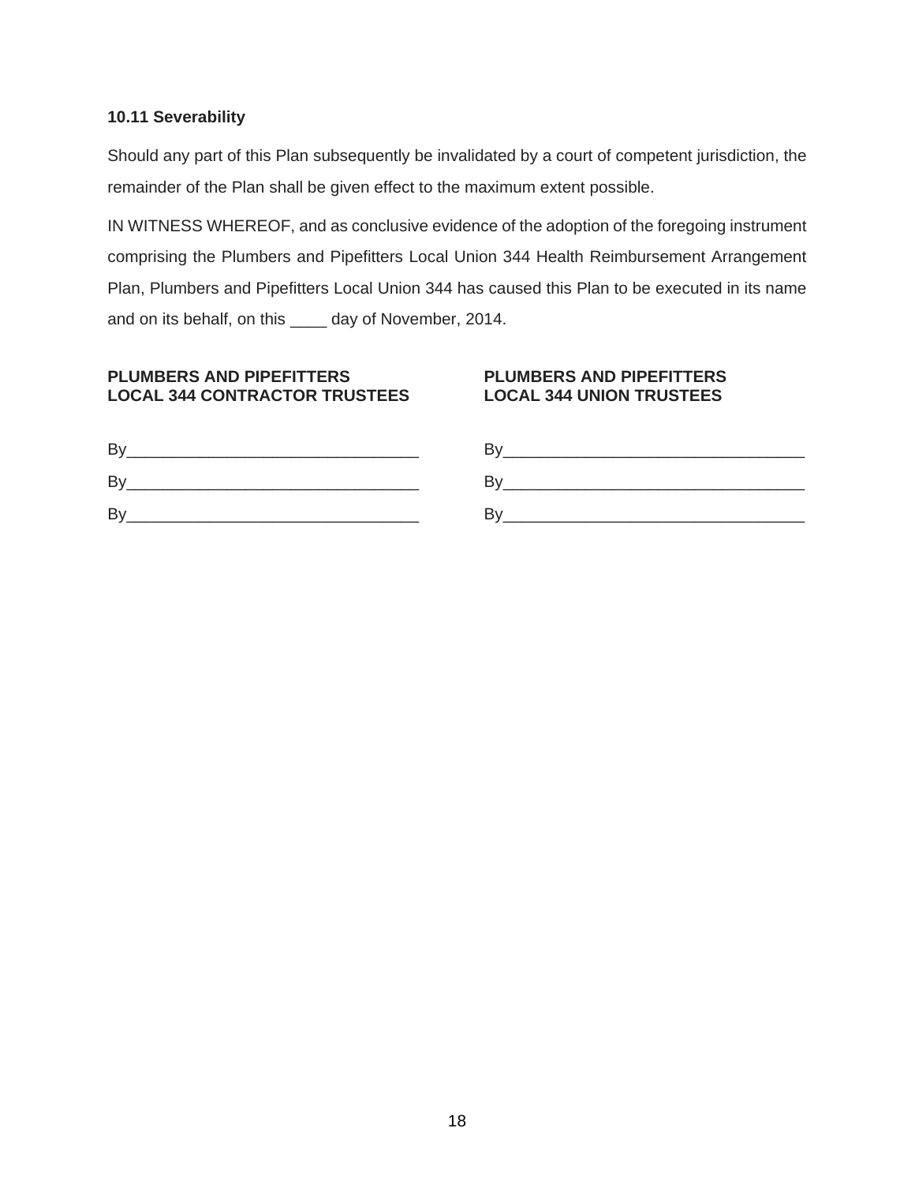**10.11 Severability**

Should any part of this Plan subsequently be invalidated by a court of competent jurisdiction, the remainder of the Plan shall be given effect to the maximum extent possible.

IN WITNESS WHEREOF, and as conclusive evidence of the adoption of the foregoing instrument comprising the Plumbers and Pipefitters Local Union 344 Health Reimbursement Arrangement Plan, Plumbers and Pipefitters Local Union 344 has caused this Plan to be executed in its name and on its behalf, on this ____ day of November, 2014.

**PLUMBERS AND PIPEFITTERS LOCAL 344 CONTRACTOR TRUSTEES**

By________________________________

By________________________________

By________________________________

**PLUMBERS AND PIPEFITTERS LOCAL 344 UNION TRUSTEES**

By_________________________________

By_________________________________

By_________________________________